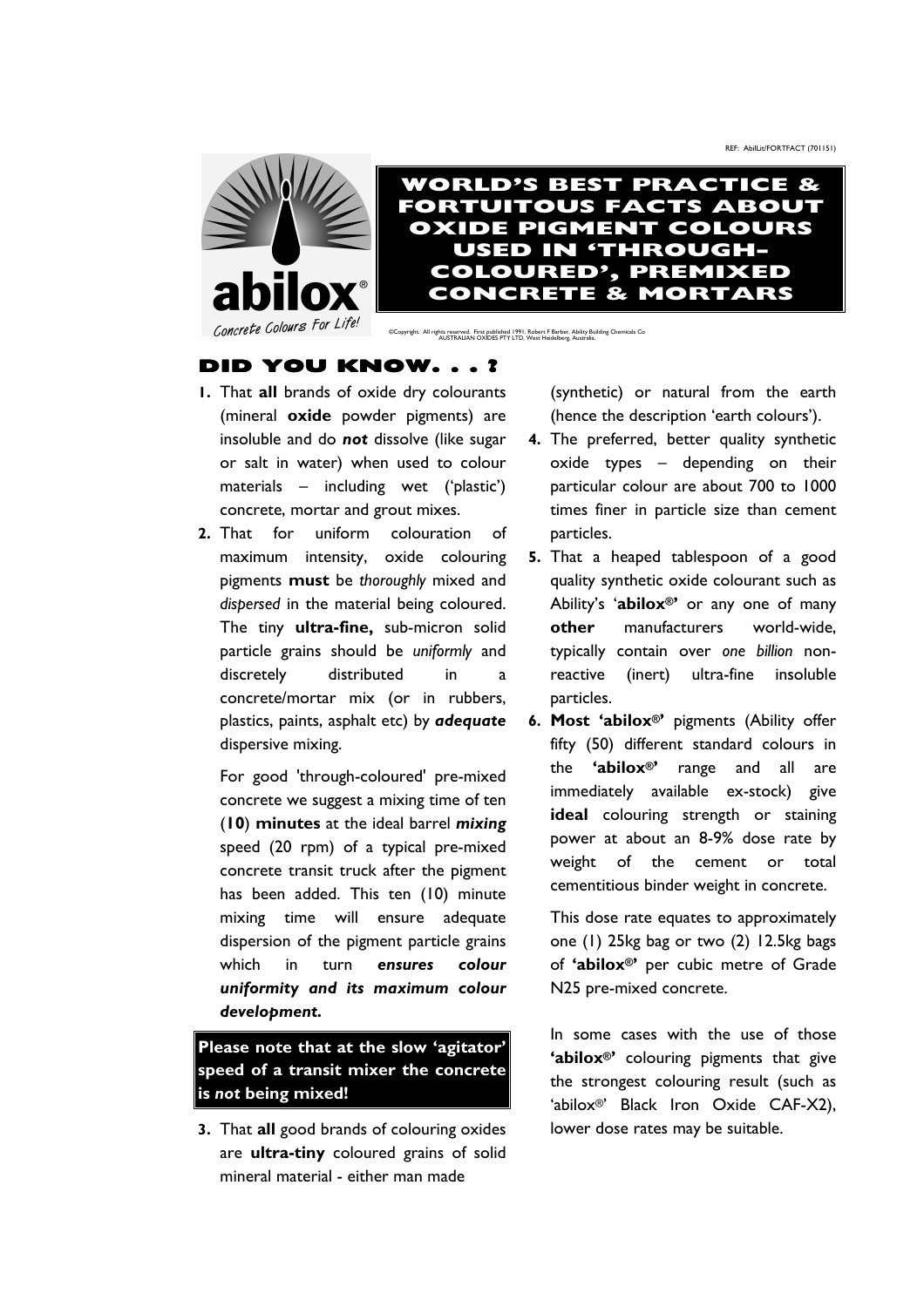REF: AbilLit/FORTFACT (701151)

abilox®

*Concrete Colours For Life!*

# WORLD'S BEST PRACTICE & FORTUITOUS FACTS ABOUT OXIDE PIGMENT COLOURS USED IN 'THROUGH-COLOURED', PREMIXED CONCRETE & MORTARS

©Copyright. All rights reserved. First published 1991. Robert F Barber, Ability Building Chemicals Co AUSTRALIAN OXIDES PTY LTD, West Heidelberg, Australia.

## DID YOU KNOW. . . ?

**1.** That **all** brands of oxide dry colourants (mineral **oxide** powder pigments) are insoluble and do ***not*** dissolve (like sugar or salt in water) when used to colour materials – including wet ('plastic') concrete, mortar and grout mixes.

**2.** That for uniform colouration of maximum intensity, oxide colouring pigments **must** be *thoroughly* mixed and *dispersed* in the material being coloured. The tiny **ultra-fine,** sub-micron solid particle grains should be *uniformly* and discretely distributed in a concrete/mortar mix (or in rubbers, plastics, paints, asphalt etc) by ***adequate*** dispersive mixing.

For good 'through-coloured' pre-mixed concrete we suggest a mixing time of ten (**10**) **minutes** at the ideal barrel ***mixing*** speed (20 rpm) of a typical pre-mixed concrete transit truck after the pigment has been added. This ten (10) minute mixing time will ensure adequate dispersion of the pigment particle grains which in turn ***ensures colour uniformity and its maximum colour development.***

**Please note that at the slow 'agitator' speed of a transit mixer the concrete is *not* being mixed!**

**3.** That **all** good brands of colouring oxides are **ultra-tiny** coloured grains of solid mineral material - either man made (synthetic) or natural from the earth (hence the description 'earth colours').

**4.** The preferred, better quality synthetic oxide types – depending on their particular colour are about 700 to 1000 times finer in particle size than cement particles.

**5.** That a heaped tablespoon of a good quality synthetic oxide colourant such as Ability's '**abilox®'** or any one of many **other** manufacturers world-wide, typically contain over *one billion* non-reactive (inert) ultra-fine insoluble particles.

**6. Most 'abilox®'** pigments (Ability offer fifty (50) different standard colours in the **'abilox®'** range and all are immediately available ex-stock) give **ideal** colouring strength or staining power at about an 8-9% dose rate by weight of the cement or total cementitious binder weight in concrete.

This dose rate equates to approximately one (1) 25kg bag or two (2) 12.5kg bags of **'abilox®'** per cubic metre of Grade N25 pre-mixed concrete.

In some cases with the use of those **'abilox®'** colouring pigments that give the strongest colouring result (such as 'abilox®' Black Iron Oxide CAF-X2), lower dose rates may be suitable.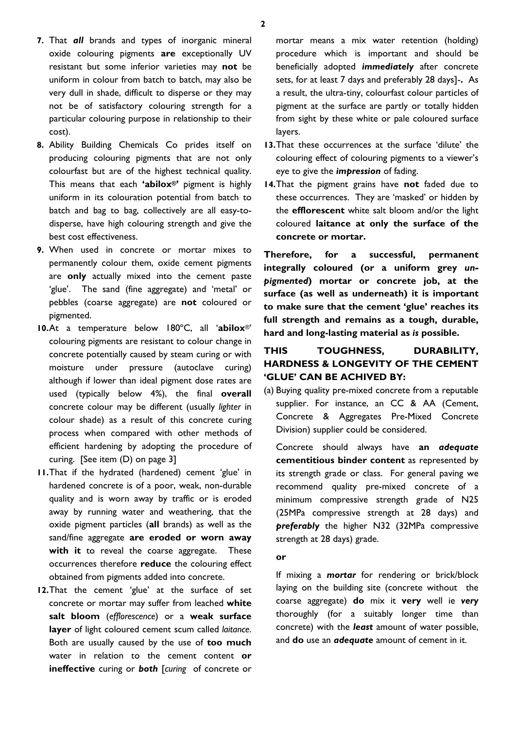7. That ***all*** brands and types of inorganic mineral oxide colouring pigments **are** exceptionally UV resistant but some inferior varieties may **not** be uniform in colour from batch to batch, may also be very dull in shade, difficult to disperse or they may not be of satisfactory colouring strength for a particular colouring purpose in relationship to their cost).

8. Ability Building Chemicals Co prides itself on producing colouring pigments that are not only colourfast but are of the highest technical quality. This means that each **'abilox®'** pigment is highly uniform in its colouration potential from batch to batch and bag to bag, collectively are all easy-to-disperse, have high colouring strength and give the best cost effectiveness.

9. When used in concrete or mortar mixes to permanently colour them, oxide cement pigments are **only** actually mixed into the cement paste 'glue'. The sand (fine aggregate) and 'metal' or pebbles (coarse aggregate) are **not** coloured or pigmented.

10. At a temperature below 180°C, all '**abilox®**' colouring pigments are resistant to colour change in concrete potentially caused by steam curing or with moisture under pressure (autoclave curing) although if lower than ideal pigment dose rates are used (typically below 4%), the final **overall** concrete colour may be different (usually *lighter* in colour shade) as a result of this concrete curing process when compared with other methods of efficient hardening by adopting the procedure of curing. [See item (D) on page 3]

11. That if the hydrated (hardened) cement 'glue' in hardened concrete is of a poor, weak, non-durable quality and is worn away by traffic or is eroded away by running water and weathering, that the oxide pigment particles (**all** brands) as well as the sand/fine aggregate **are eroded or worn away with it** to reveal the coarse aggregate. These occurrences therefore **reduce** the colouring effect obtained from pigments added into concrete.

12. That the cement 'glue' at the surface of set concrete or mortar may suffer from leached **white salt bloom** (*efflorescence*) or a **weak surface layer** of light coloured cement scum called *laitance*. Both are usually caused by the use of **too much** water in relation to the cement content **or ineffective** curing or ***both*** [*curing* of concrete or mortar means a mix water retention (holding) procedure which is important and should be beneficially adopted ***immediately*** after concrete sets, for at least 7 days and preferably 28 days]-**.** As a result, the ultra-tiny, colourfast colour particles of pigment at the surface are partly or totally hidden from sight by these white or pale coloured surface layers.

13. That these occurrences at the surface 'dilute' the colouring effect of colouring pigments to a viewer's eye to give the ***impression*** of fading.

14. That the pigment grains have **not** faded due to these occurrences. They are 'masked' or hidden by the **efflorescent** white salt bloom and/or the light coloured **laitance at only the surface of the concrete or mortar.**

**Therefore, for a successful, permanent integrally coloured (or a uniform grey *un-pigmented*) mortar or concrete job, at the surface (as well as underneath) it is important to make sure that the cement 'glue' reaches its full strength and remains as a tough, durable, hard and long-lasting material as *is* possible.**

## THIS TOUGHNESS, DURABILITY, HARDNESS & LONGEVITY OF THE CEMENT 'GLUE' CAN BE ACHIVED BY:

(a) Buying quality pre-mixed concrete from a reputable supplier. For instance, an CC & AA (Cement, Concrete & Aggregates Pre-Mixed Concrete Division) supplier could be considered.

Concrete should always have **an *adequate* cementitious binder content** as represented by its strength grade or class. For general paving we recommend quality pre-mixed concrete of a minimum compressive strength grade of N25 (25MPa compressive strength at 28 days) and ***preferably*** the higher N32 (32MPa compressive strength at 28 days) grade.

**or**

If mixing a ***mortar*** for rendering or brick/block laying on the building site (concrete without the coarse aggregate) **do** mix it **very** well ie ***very*** thoroughly (for a suitably longer time than concrete) with the ***least*** amount of water possible, and **do** use an ***adequate*** amount of cement in it.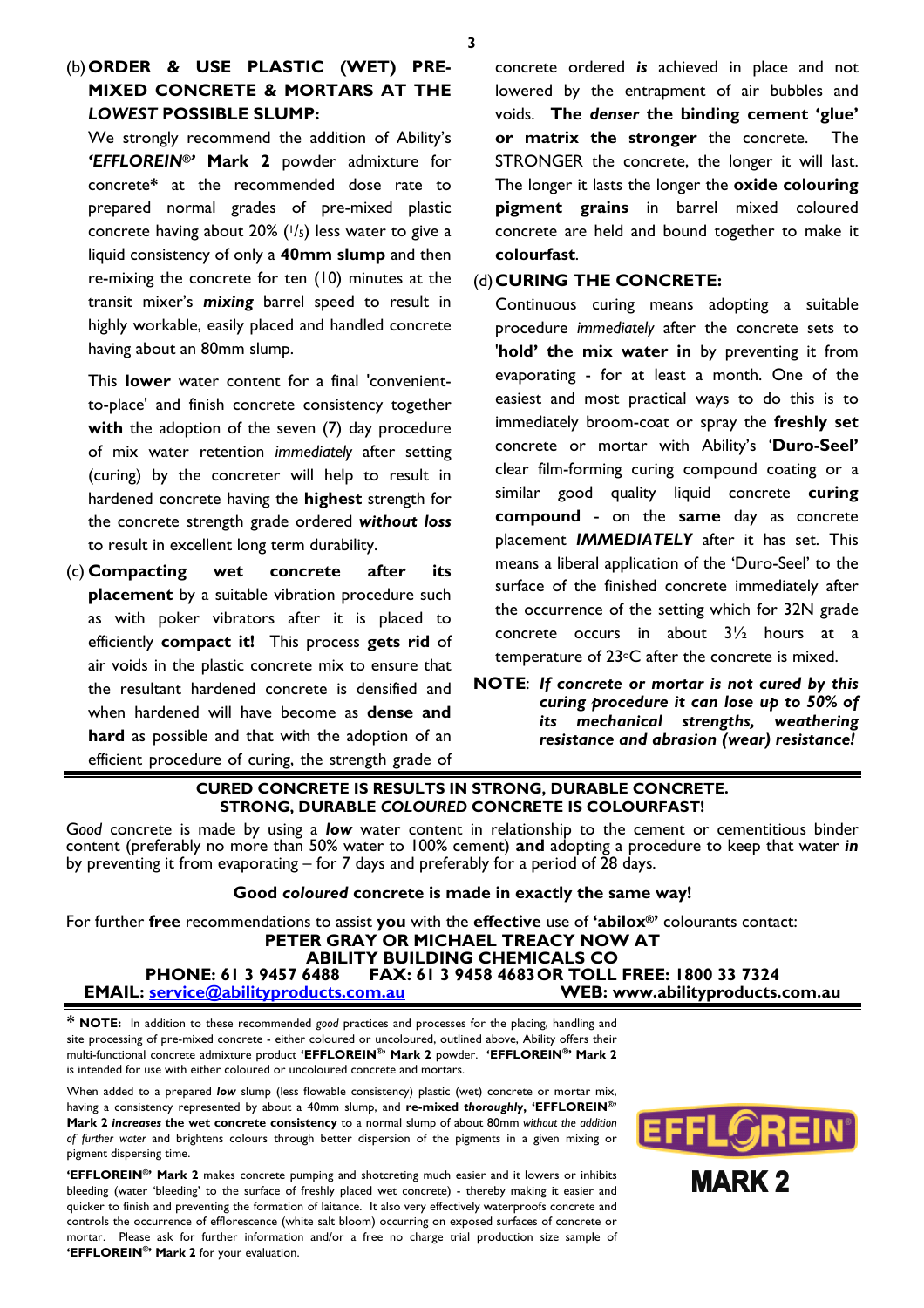(b) **ORDER & USE PLASTIC (WET) PRE-MIXED CONCRETE & MORTARS AT THE *LOWEST* POSSIBLE SLUMP:**

We strongly recommend the addition of Ability's ***'EFFLOREIN®'* Mark 2** powder admixture for concrete* at the recommended dose rate to prepared normal grades of pre-mixed plastic concrete having about 20% ($^1/_5$) less water to give a liquid consistency of only a **40mm slump** and then re-mixing the concrete for ten (10) minutes at the transit mixer's ***mixing*** barrel speed to result in highly workable, easily placed and handled concrete having about an 80mm slump.

This **lower** water content for a final 'convenient-to-place' and finish concrete consistency together **with** the adoption of the seven (7) day procedure of mix water retention *immediately* after setting (curing) by the concreter will help to result in hardened concrete having the **highest** strength for the concrete strength grade ordered ***without loss*** to result in excellent long term durability.

(c) **Compacting wet concrete after its placement** by a suitable vibration procedure such as with poker vibrators after it is placed to efficiently **compact it!** This process **gets rid** of air voids in the plastic concrete mix to ensure that the resultant hardened concrete is densified and when hardened will have become as **dense and hard** as possible and that with the adoption of an efficient procedure of curing, the strength grade of concrete ordered ***is*** achieved in place and not lowered by the entrapment of air bubbles and voids. **The *denser* the binding cement 'glue' or matrix the stronger** the concrete. The STRONGER the concrete, the longer it will last. The longer it lasts the longer the **oxide colouring pigment grains** in barrel mixed coloured concrete are held and bound together to make it **colourfast**.

(d) **CURING THE CONCRETE:**

Continuous curing means adopting a suitable procedure *immediately* after the concrete sets to '**hold' the mix water in** by preventing it from evaporating - for at least a month. One of the easiest and most practical ways to do this is to immediately broom-coat or spray the **freshly set** concrete or mortar with Ability's '**Duro-Seel'** clear film-forming curing compound coating or a similar good quality liquid concrete **curing compound** - on the **same** day as concrete placement ***IMMEDIATELY*** after it has set. This means a liberal application of the 'Duro-Seel' to the surface of the finished concrete immediately after the occurrence of the setting which for 32N grade concrete occurs in about 3½ hours at a temperature of 23°C after the concrete is mixed.

**NOTE**: ***If concrete or mortar is not cured by this curing procedure it can lose up to 50% of its mechanical strengths, weathering resistance and abrasion (wear) resistance!***

---

**CURED CONCRETE IS RESULTS IN STRONG, DURABLE CONCRETE.**
**STRONG, DURABLE *COLOURED* CONCRETE IS COLOURFAST!**

G*ood* concrete is made by using a ***low*** water content in relationship to the cement or cementitious binder content (preferably no more than 50% water to 100% cement) **and** adopting a procedure to keep that water ***in*** by preventing it from evaporating – for 7 days and preferably for a period of 28 days.

**Good *coloured* concrete is made in exactly the same way!**

For further **free** recommendations to assist **you** with the **effective** use of **'abilox®'** colourants contact:

**PETER GRAY OR MICHAEL TREACY NOW AT**
**ABILITY BUILDING CHEMICALS CO**
**PHONE: 61 3 9457 6488 FAX: 61 3 9458 4683 OR TOLL FREE: 1800 33 7324**
**EMAIL: service@abilityproducts.com.au WEB: www.abilityproducts.com.au**

---

**\* NOTE:** In addition to these recommended *good* practices and processes for the placing, handling and site processing of pre-mixed concrete - either coloured or uncoloured, outlined above, Ability offers their multi-functional concrete admixture product **'EFFLOREIN®' Mark 2** powder. **'EFFLOREIN®' Mark 2** is intended for use with either coloured or uncoloured concrete and mortars.

When added to a prepared ***low*** slump (less flowable consistency) plastic (wet) concrete or mortar mix, having a consistency represented by about a 40mm slump, and **re-mixed *thoroughly*, 'EFFLOREIN®' Mark 2 *increases* the wet concrete consistency** to a normal slump of about 80mm *without the addition of further water* and brightens colours through better dispersion of the pigments in a given mixing or pigment dispersing time.

**'EFFLOREIN®' Mark 2** makes concrete pumping and shotcreting much easier and it lowers or inhibits bleeding (water 'bleeding' to the surface of freshly placed wet concrete) - thereby making it easier and quicker to finish and preventing the formation of laitance. It also very effectively waterproofs concrete and controls the occurrence of efflorescence (white salt bloom) occurring on exposed surfaces of concrete or mortar. Please ask for further information and/or a free no charge trial production size sample of **'EFFLOREIN®' Mark 2** for your evaluation.

EFFLOREIN® MARK 2